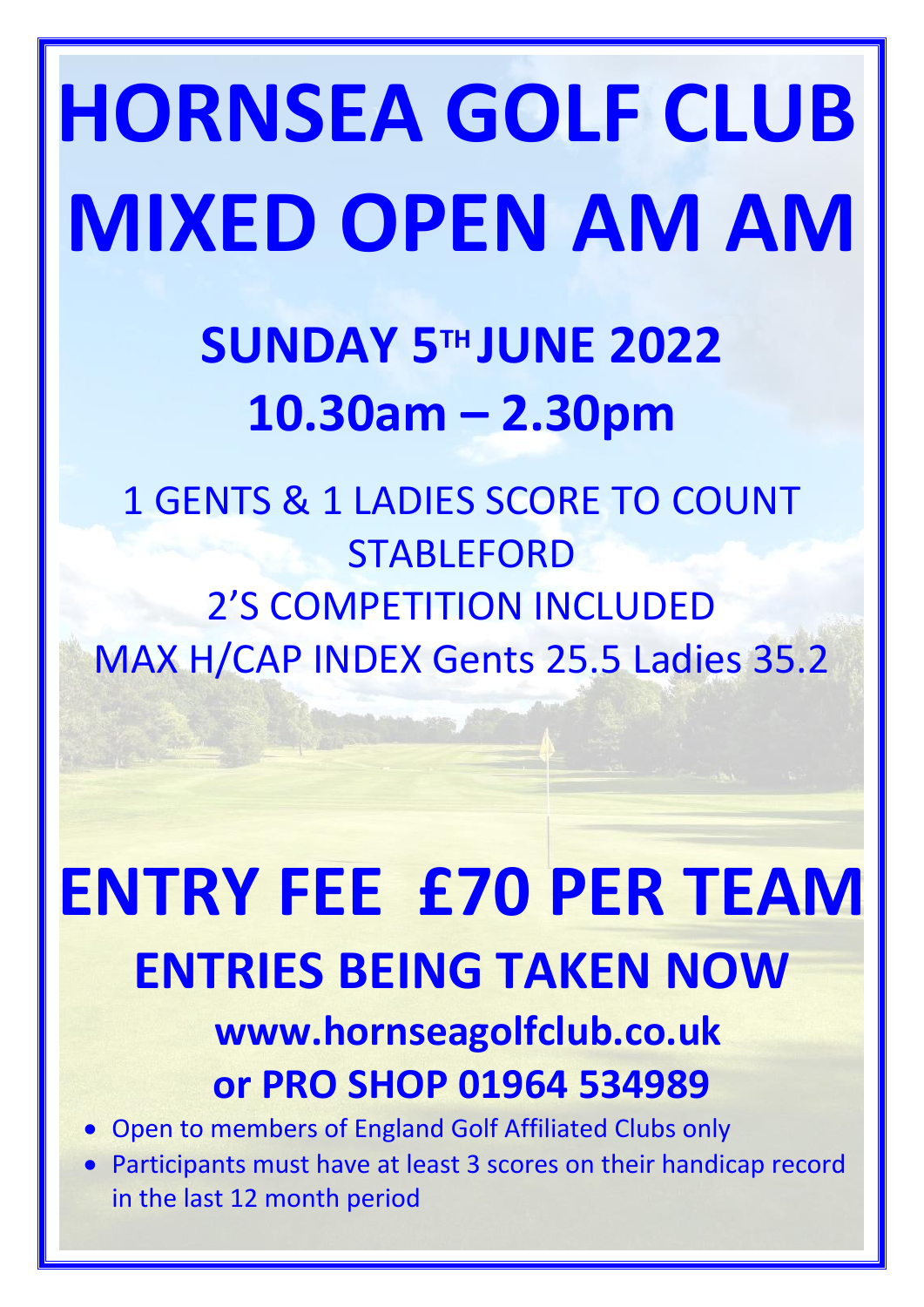# HORNSEA GOLF CLUB MIXED OPEN AM AM

## SUNDAY 5TH JUNE 2022
## 10.30am – 2.30pm

1 GENTS & 1 LADIES SCORE TO COUNT
STABLEFORD
2'S COMPETITION INCLUDED
MAX H/CAP INDEX Gents 25.5 Ladies 35.2

# ENTRY FEE £70 PER TEAM

## ENTRIES BEING TAKEN NOW

### www.hornseagolfclub.co.uk
### or PRO SHOP 01964 534989

- Open to members of England Golf Affiliated Clubs only
- Participants must have at least 3 scores on their handicap record in the last 12 month period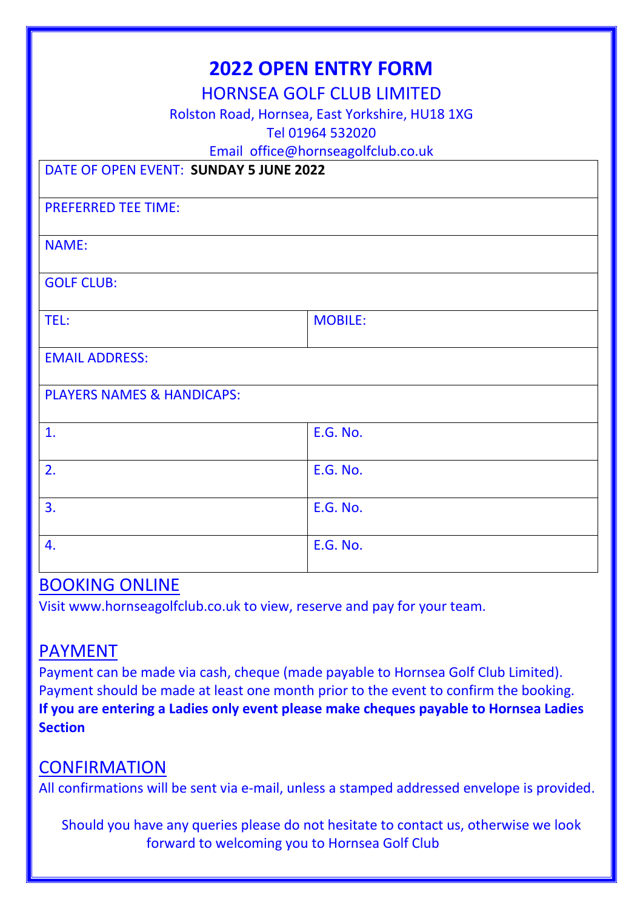# 2022 OPEN ENTRY FORM

## HORNSEA GOLF CLUB LIMITED

Rolston Road, Hornsea, East Yorkshire, HU18 1XG

Tel 01964 532020

Email office@hornseagolfclub.co.uk

| | |
|---|---|
| DATE OF OPEN EVENT: **SUNDAY 5 JUNE 2022** | |
| PREFERRED TEE TIME: | |
| NAME: | |
| GOLF CLUB: | |
| TEL: | MOBILE: |
| EMAIL ADDRESS: | |
| PLAYERS NAMES & HANDICAPS: | |
| 1. | E.G. No. |
| 2. | E.G. No. |
| 3. | E.G. No. |
| 4. | E.G. No. |

## BOOKING ONLINE

Visit www.hornseagolfclub.co.uk to view, reserve and pay for your team.

## PAYMENT

Payment can be made via cash, cheque (made payable to Hornsea Golf Club Limited). Payment should be made at least one month prior to the event to confirm the booking. **If you are entering a Ladies only event please make cheques payable to Hornsea Ladies Section**

## CONFIRMATION

All confirmations will be sent via e-mail, unless a stamped addressed envelope is provided.

Should you have any queries please do not hesitate to contact us, otherwise we look forward to welcoming you to Hornsea Golf Club